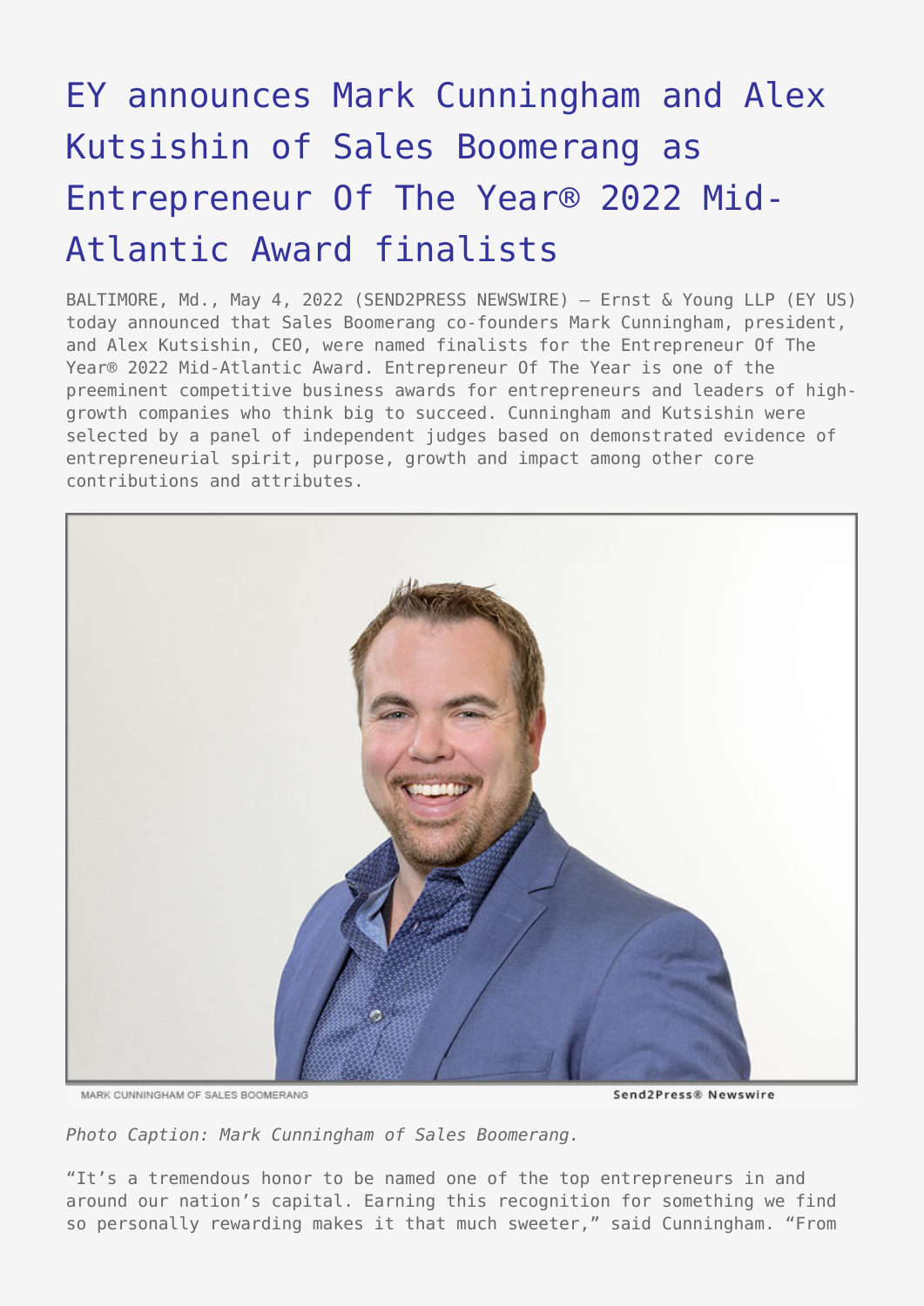# EY announces Mark Cunningham and Alex Kutsishin of Sales Boomerang as Entrepreneur Of The Year® 2022 Mid-Atlantic Award finalists

BALTIMORE, Md., May 4, 2022 (SEND2PRESS NEWSWIRE) — Ernst & Young LLP (EY US) today announced that Sales Boomerang co-founders Mark Cunningham, president, and Alex Kutsishin, CEO, were named finalists for the Entrepreneur Of The Year® 2022 Mid-Atlantic Award. Entrepreneur Of The Year is one of the preeminent competitive business awards for entrepreneurs and leaders of high-growth companies who think big to succeed. Cunningham and Kutsishin were selected by a panel of independent judges based on demonstrated evidence of entrepreneurial spirit, purpose, growth and impact among other core contributions and attributes.

*Photo Caption: Mark Cunningham of Sales Boomerang.*

"It's a tremendous honor to be named one of the top entrepreneurs in and around our nation's capital. Earning this recognition for something we find so personally rewarding makes it that much sweeter," said Cunningham. "From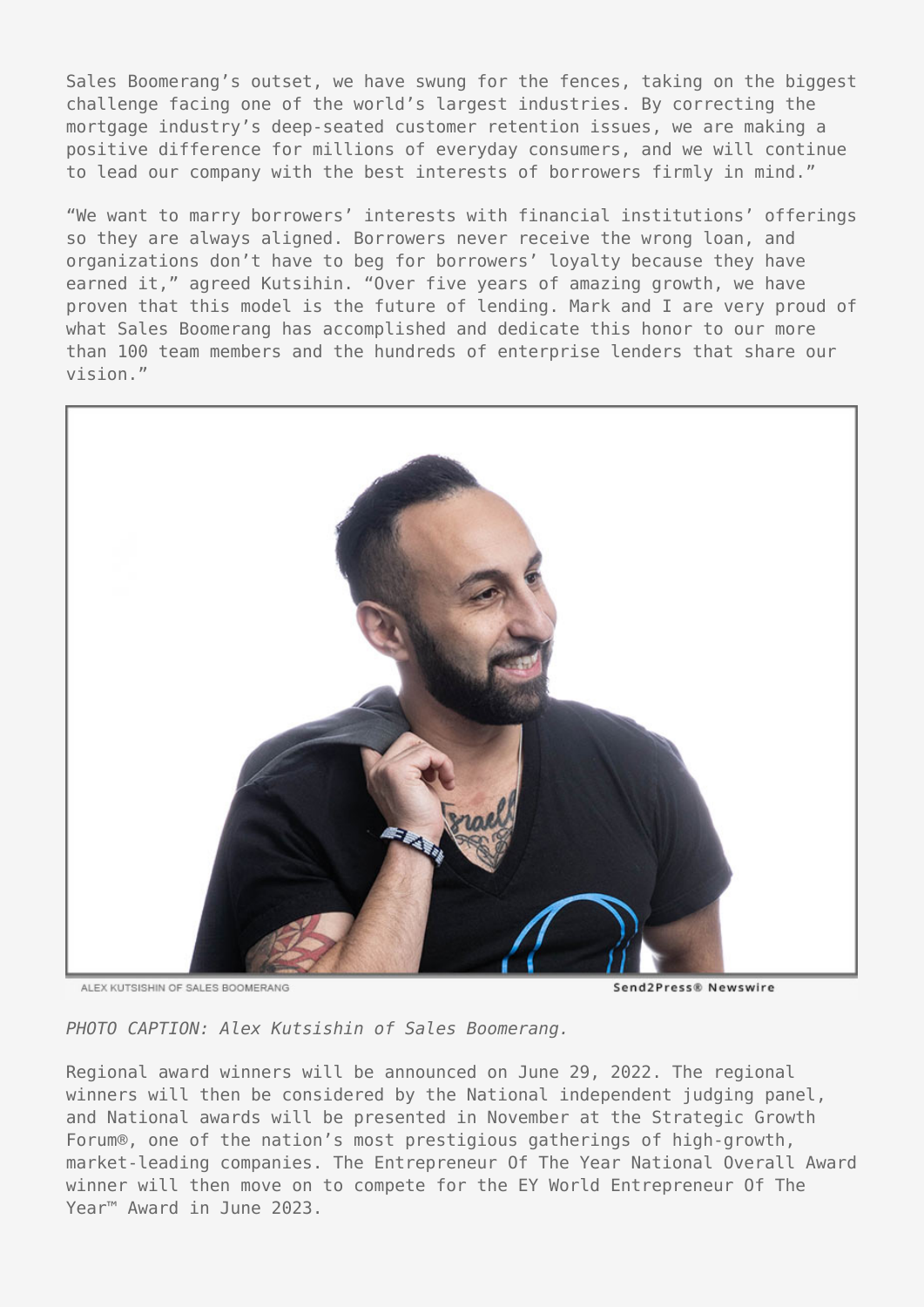Sales Boomerang's outset, we have swung for the fences, taking on the biggest challenge facing one of the world's largest industries. By correcting the mortgage industry's deep-seated customer retention issues, we are making a positive difference for millions of everyday consumers, and we will continue to lead our company with the best interests of borrowers firmly in mind."

"We want to marry borrowers' interests with financial institutions' offerings so they are always aligned. Borrowers never receive the wrong loan, and organizations don't have to beg for borrowers' loyalty because they have earned it," agreed Kutsihin. "Over five years of amazing growth, we have proven that this model is the future of lending. Mark and I are very proud of what Sales Boomerang has accomplished and dedicate this honor to our more than 100 team members and the hundreds of enterprise lenders that share our vision."

ALEX KUTSISHIN OF SALES BOOMERANG

Send2Press® Newswire

*PHOTO CAPTION: Alex Kutsishin of Sales Boomerang.*

Regional award winners will be announced on June 29, 2022. The regional winners will then be considered by the National independent judging panel, and National awards will be presented in November at the Strategic Growth Forum®, one of the nation's most prestigious gatherings of high-growth, market-leading companies. The Entrepreneur Of The Year National Overall Award winner will then move on to compete for the EY World Entrepreneur Of The Year™ Award in June 2023.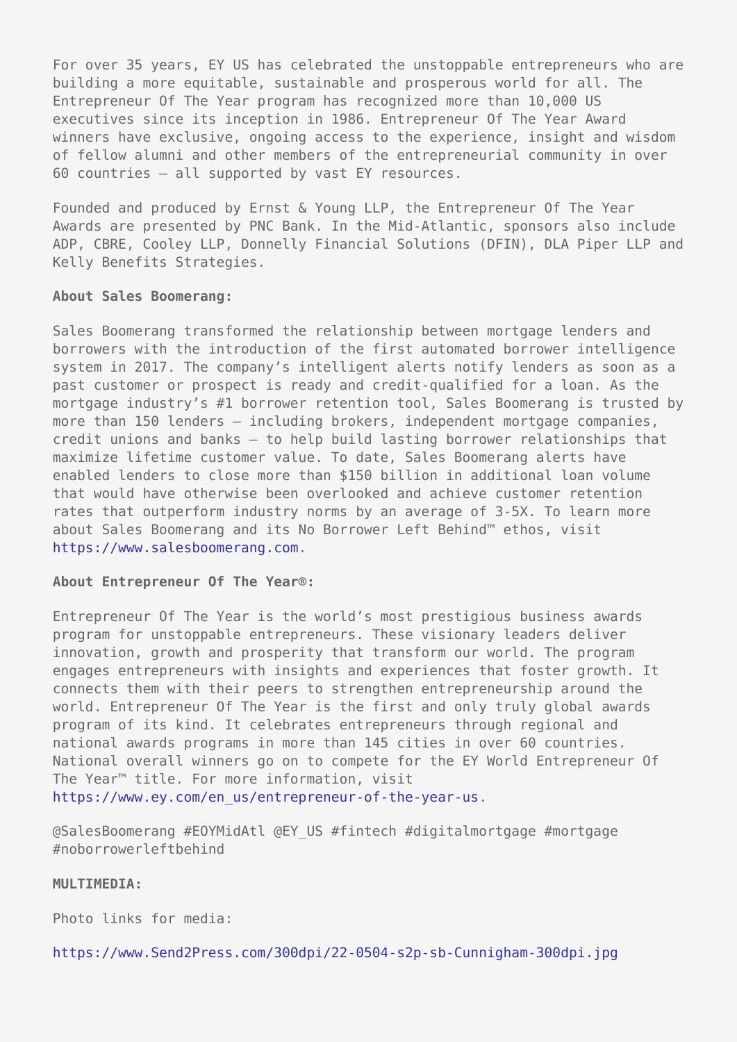For over 35 years, EY US has celebrated the unstoppable entrepreneurs who are building a more equitable, sustainable and prosperous world for all. The Entrepreneur Of The Year program has recognized more than 10,000 US executives since its inception in 1986. Entrepreneur Of The Year Award winners have exclusive, ongoing access to the experience, insight and wisdom of fellow alumni and other members of the entrepreneurial community in over 60 countries – all supported by vast EY resources.

Founded and produced by Ernst & Young LLP, the Entrepreneur Of The Year Awards are presented by PNC Bank. In the Mid-Atlantic, sponsors also include ADP, CBRE, Cooley LLP, Donnelly Financial Solutions (DFIN), DLA Piper LLP and Kelly Benefits Strategies.

**About Sales Boomerang:**

Sales Boomerang transformed the relationship between mortgage lenders and borrowers with the introduction of the first automated borrower intelligence system in 2017. The company's intelligent alerts notify lenders as soon as a past customer or prospect is ready and credit-qualified for a loan. As the mortgage industry's #1 borrower retention tool, Sales Boomerang is trusted by more than 150 lenders – including brokers, independent mortgage companies, credit unions and banks – to help build lasting borrower relationships that maximize lifetime customer value. To date, Sales Boomerang alerts have enabled lenders to close more than $150 billion in additional loan volume that would have otherwise been overlooked and achieve customer retention rates that outperform industry norms by an average of 3-5X. To learn more about Sales Boomerang and its No Borrower Left Behind™ ethos, visit https://www.salesboomerang.com.

**About Entrepreneur Of The Year®:**

Entrepreneur Of The Year is the world's most prestigious business awards program for unstoppable entrepreneurs. These visionary leaders deliver innovation, growth and prosperity that transform our world. The program engages entrepreneurs with insights and experiences that foster growth. It connects them with their peers to strengthen entrepreneurship around the world. Entrepreneur Of The Year is the first and only truly global awards program of its kind. It celebrates entrepreneurs through regional and national awards programs in more than 145 cities in over 60 countries. National overall winners go on to compete for the EY World Entrepreneur Of The Year™ title. For more information, visit https://www.ey.com/en_us/entrepreneur-of-the-year-us.

@SalesBoomerang #EOYMidAtl @EY_US #fintech #digitalmortgage #mortgage #noborrowerleftbehind

**MULTIMEDIA:**

Photo links for media:

https://www.Send2Press.com/300dpi/22-0504-s2p-sb-Cunnigham-300dpi.jpg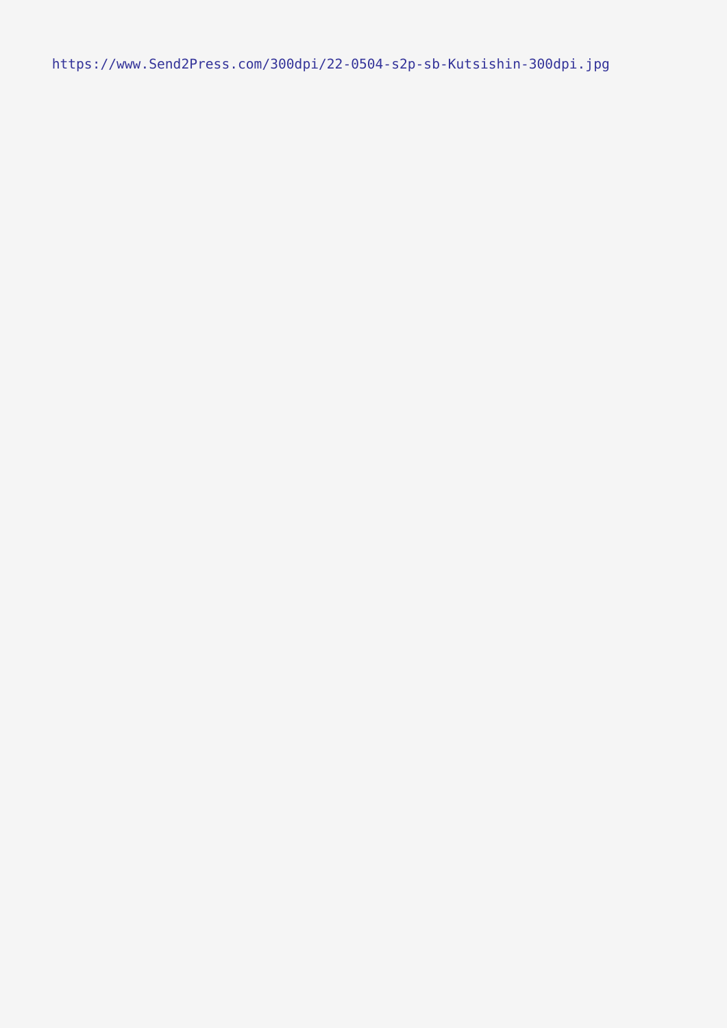https://www.Send2Press.com/300dpi/22-0504-s2p-sb-Kutsishin-300dpi.jpg